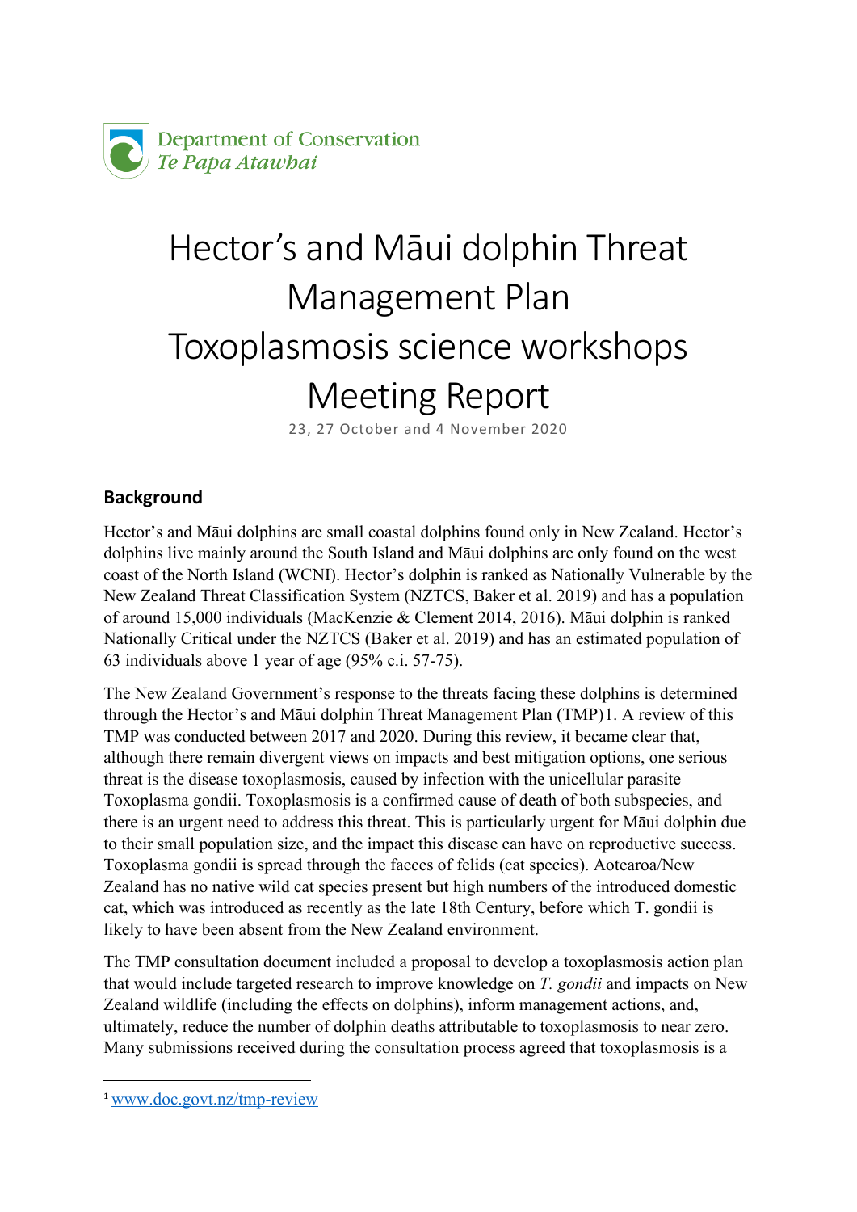Department of Conservation
*Te Papa Atawhai*

# Hector's and Māui dolphin Threat Management Plan Toxoplasmosis science workshops Meeting Report

23, 27 October and 4 November 2020

## Background

Hector's and Māui dolphins are small coastal dolphins found only in New Zealand. Hector's dolphins live mainly around the South Island and Māui dolphins are only found on the west coast of the North Island (WCNI). Hector's dolphin is ranked as Nationally Vulnerable by the New Zealand Threat Classification System (NZTCS, Baker et al. 2019) and has a population of around 15,000 individuals (MacKenzie & Clement 2014, 2016). Māui dolphin is ranked Nationally Critical under the NZTCS (Baker et al. 2019) and has an estimated population of 63 individuals above 1 year of age (95% c.i. 57-75).

The New Zealand Government's response to the threats facing these dolphins is determined through the Hector's and Māui dolphin Threat Management Plan (TMP)[1]. A review of this TMP was conducted between 2017 and 2020. During this review, it became clear that, although there remain divergent views on impacts and best mitigation options, one serious threat is the disease toxoplasmosis, caused by infection with the unicellular parasite Toxoplasma gondii. Toxoplasmosis is a confirmed cause of death of both subspecies, and there is an urgent need to address this threat. This is particularly urgent for Māui dolphin due to their small population size, and the impact this disease can have on reproductive success. Toxoplasma gondii is spread through the faeces of felids (cat species). Aotearoa/New Zealand has no native wild cat species present but high numbers of the introduced domestic cat, which was introduced as recently as the late 18th Century, before which T. gondii is likely to have been absent from the New Zealand environment.

The TMP consultation document included a proposal to develop a toxoplasmosis action plan that would include targeted research to improve knowledge on *T. gondii* and impacts on New Zealand wildlife (including the effects on dolphins), inform management actions, and, ultimately, reduce the number of dolphin deaths attributable to toxoplasmosis to near zero. Many submissions received during the consultation process agreed that toxoplasmosis is a

[1] www.doc.govt.nz/tmp-review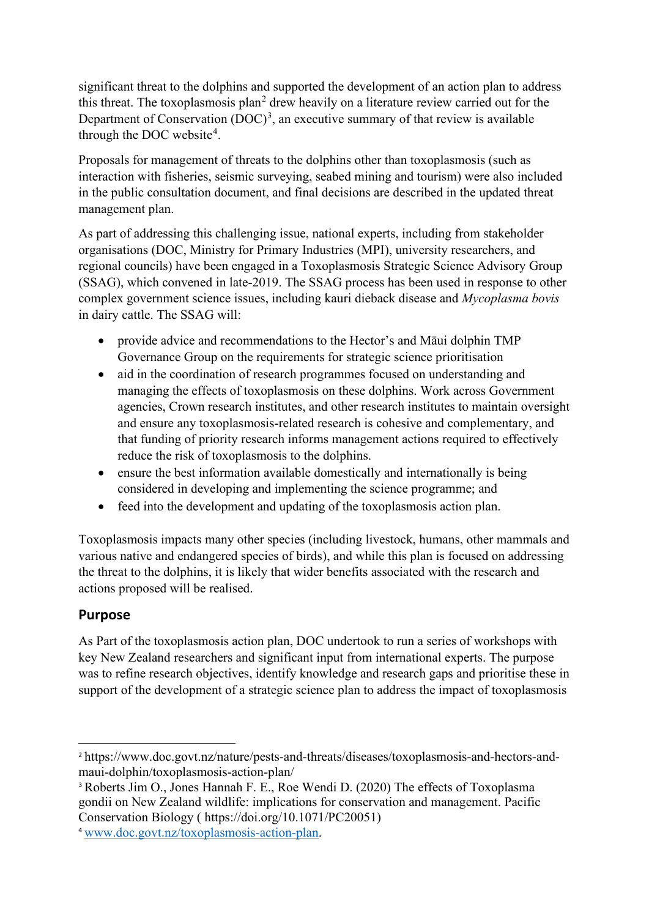significant threat to the dolphins and supported the development of an action plan to address this threat. The toxoplasmosis plan[2] drew heavily on a literature review carried out for the Department of Conservation (DOC)[3], an executive summary of that review is available through the DOC website[4].

Proposals for management of threats to the dolphins other than toxoplasmosis (such as interaction with fisheries, seismic surveying, seabed mining and tourism) were also included in the public consultation document, and final decisions are described in the updated threat management plan.

As part of addressing this challenging issue, national experts, including from stakeholder organisations (DOC, Ministry for Primary Industries (MPI), university researchers, and regional councils) have been engaged in a Toxoplasmosis Strategic Science Advisory Group (SSAG), which convened in late-2019. The SSAG process has been used in response to other complex government science issues, including kauri dieback disease and *Mycoplasma bovis* in dairy cattle. The SSAG will:

- provide advice and recommendations to the Hector's and Māui dolphin TMP Governance Group on the requirements for strategic science prioritisation
- aid in the coordination of research programmes focused on understanding and managing the effects of toxoplasmosis on these dolphins. Work across Government agencies, Crown research institutes, and other research institutes to maintain oversight and ensure any toxoplasmosis-related research is cohesive and complementary, and that funding of priority research informs management actions required to effectively reduce the risk of toxoplasmosis to the dolphins.
- ensure the best information available domestically and internationally is being considered in developing and implementing the science programme; and
- feed into the development and updating of the toxoplasmosis action plan.

Toxoplasmosis impacts many other species (including livestock, humans, other mammals and various native and endangered species of birds), and while this plan is focused on addressing the threat to the dolphins, it is likely that wider benefits associated with the research and actions proposed will be realised.

## Purpose

As Part of the toxoplasmosis action plan, DOC undertook to run a series of workshops with key New Zealand researchers and significant input from international experts. The purpose was to refine research objectives, identify knowledge and research gaps and prioritise these in support of the development of a strategic science plan to address the impact of toxoplasmosis

---

[2] https://www.doc.govt.nz/nature/pests-and-threats/diseases/toxoplasmosis-and-hectors-and-maui-dolphin/toxoplasmosis-action-plan/

[3] Roberts Jim O., Jones Hannah F. E., Roe Wendi D. (2020) The effects of Toxoplasma gondii on New Zealand wildlife: implications for conservation and management. Pacific Conservation Biology ( https://doi.org/10.1071/PC20051)

[4] www.doc.govt.nz/toxoplasmosis-action-plan.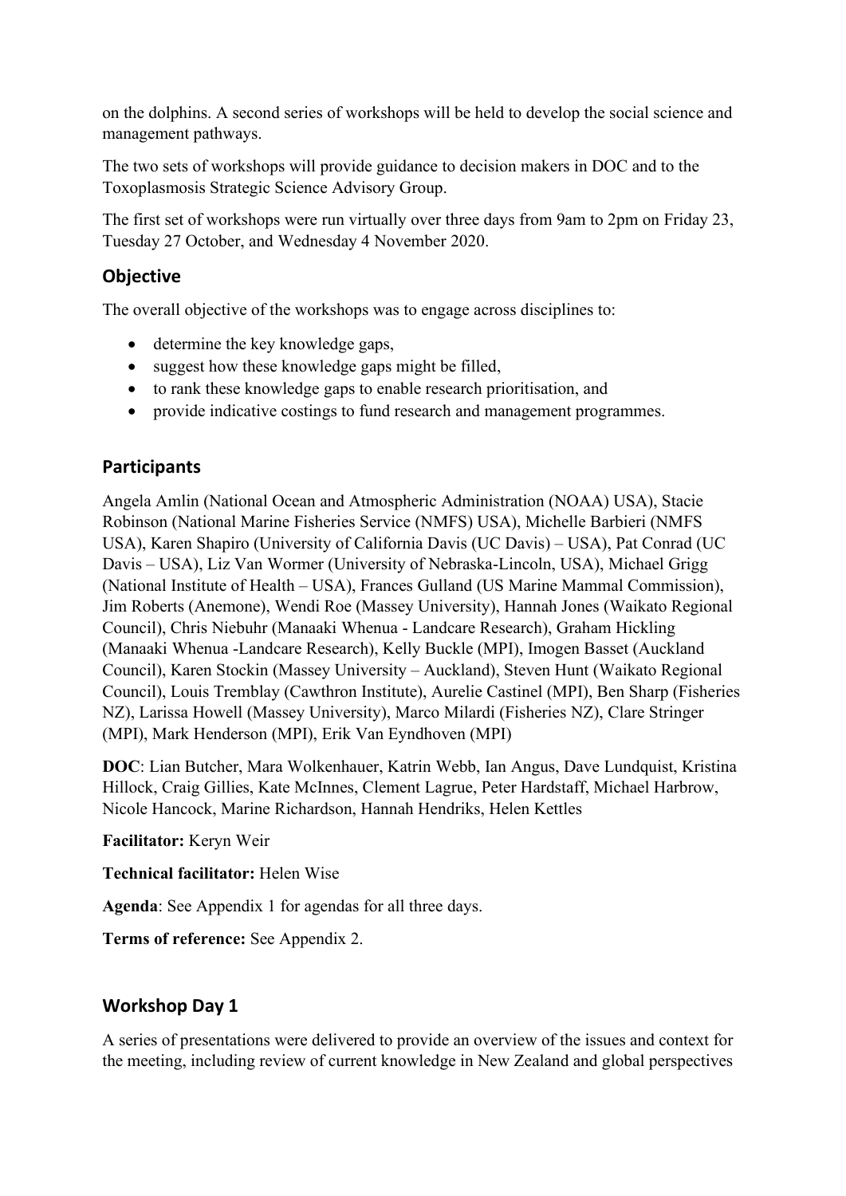on the dolphins. A second series of workshops will be held to develop the social science and management pathways.

The two sets of workshops will provide guidance to decision makers in DOC and to the Toxoplasmosis Strategic Science Advisory Group.

The first set of workshops were run virtually over three days from 9am to 2pm on Friday 23, Tuesday 27 October, and Wednesday 4 November 2020.

## Objective

The overall objective of the workshops was to engage across disciplines to:

- determine the key knowledge gaps,
- suggest how these knowledge gaps might be filled,
- to rank these knowledge gaps to enable research prioritisation, and
- provide indicative costings to fund research and management programmes.

## Participants

Angela Amlin (National Ocean and Atmospheric Administration (NOAA) USA), Stacie Robinson (National Marine Fisheries Service (NMFS) USA), Michelle Barbieri (NMFS USA), Karen Shapiro (University of California Davis (UC Davis) – USA), Pat Conrad (UC Davis – USA), Liz Van Wormer (University of Nebraska-Lincoln, USA), Michael Grigg (National Institute of Health – USA), Frances Gulland (US Marine Mammal Commission), Jim Roberts (Anemone), Wendi Roe (Massey University), Hannah Jones (Waikato Regional Council), Chris Niebuhr (Manaaki Whenua - Landcare Research), Graham Hickling (Manaaki Whenua -Landcare Research), Kelly Buckle (MPI), Imogen Basset (Auckland Council), Karen Stockin (Massey University – Auckland), Steven Hunt (Waikato Regional Council), Louis Tremblay (Cawthron Institute), Aurelie Castinel (MPI), Ben Sharp (Fisheries NZ), Larissa Howell (Massey University), Marco Milardi (Fisheries NZ), Clare Stringer (MPI), Mark Henderson (MPI), Erik Van Eyndhoven (MPI)

**DOC**: Lian Butcher, Mara Wolkenhauer, Katrin Webb, Ian Angus, Dave Lundquist, Kristina Hillock, Craig Gillies, Kate McInnes, Clement Lagrue, Peter Hardstaff, Michael Harbrow, Nicole Hancock, Marine Richardson, Hannah Hendriks, Helen Kettles

**Facilitator:** Keryn Weir

**Technical facilitator:** Helen Wise

**Agenda**: See Appendix 1 for agendas for all three days.

**Terms of reference:** See Appendix 2.

## Workshop Day 1

A series of presentations were delivered to provide an overview of the issues and context for the meeting, including review of current knowledge in New Zealand and global perspectives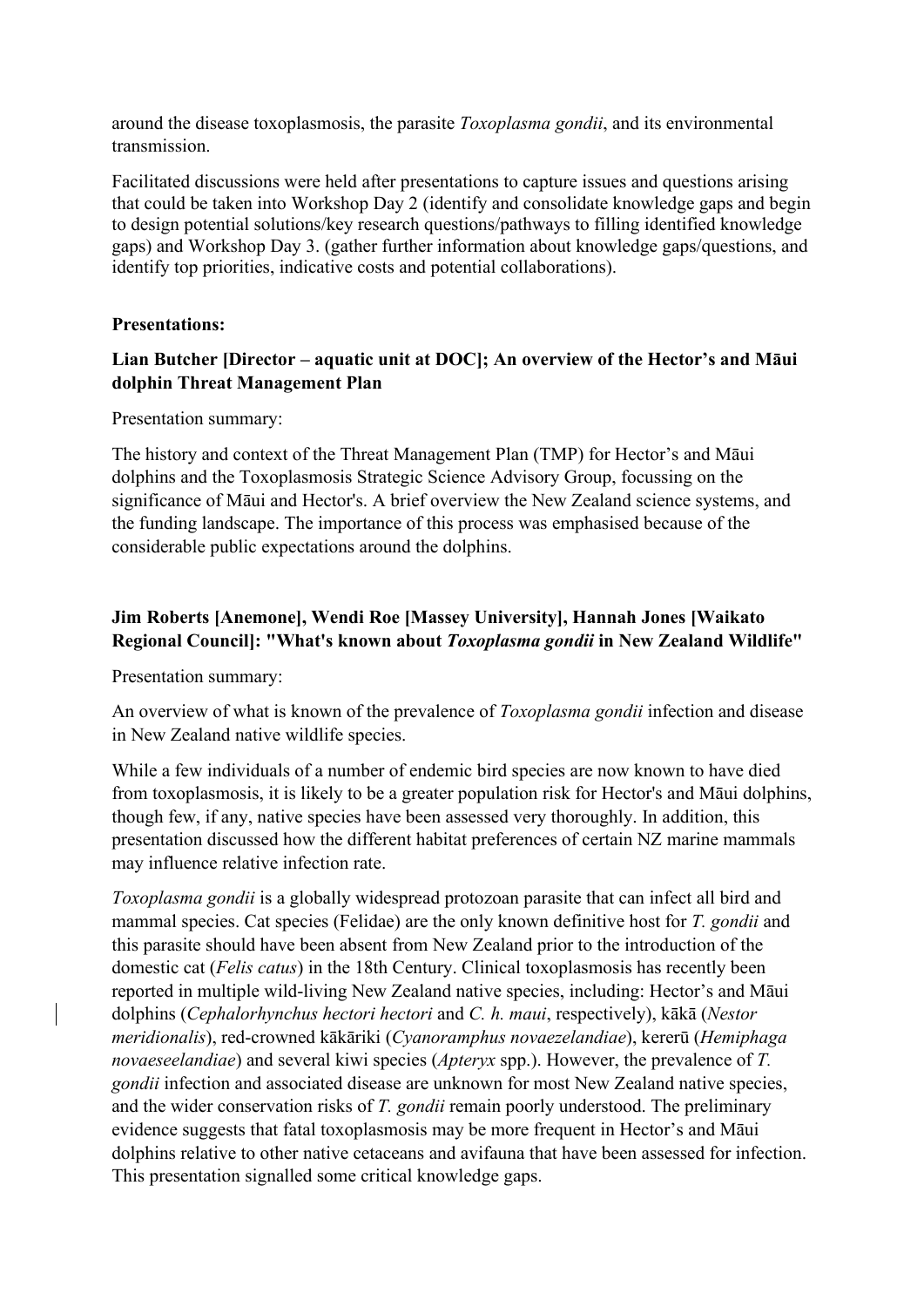around the disease toxoplasmosis, the parasite *Toxoplasma gondii*, and its environmental transmission.

Facilitated discussions were held after presentations to capture issues and questions arising that could be taken into Workshop Day 2 (identify and consolidate knowledge gaps and begin to design potential solutions/key research questions/pathways to filling identified knowledge gaps) and Workshop Day 3. (gather further information about knowledge gaps/questions, and identify top priorities, indicative costs and potential collaborations).

**Presentations:**

**Lian Butcher [Director – aquatic unit at DOC]; An overview of the Hector's and Māui dolphin Threat Management Plan**

Presentation summary:

The history and context of the Threat Management Plan (TMP) for Hector's and Māui dolphins and the Toxoplasmosis Strategic Science Advisory Group, focussing on the significance of Māui and Hector's. A brief overview the New Zealand science systems, and the funding landscape. The importance of this process was emphasised because of the considerable public expectations around the dolphins.

**Jim Roberts [Anemone], Wendi Roe [Massey University], Hannah Jones [Waikato Regional Council]: "What's known about *Toxoplasma gondii* in New Zealand Wildlife"**

Presentation summary:

An overview of what is known of the prevalence of *Toxoplasma gondii* infection and disease in New Zealand native wildlife species.

While a few individuals of a number of endemic bird species are now known to have died from toxoplasmosis, it is likely to be a greater population risk for Hector's and Māui dolphins, though few, if any, native species have been assessed very thoroughly. In addition, this presentation discussed how the different habitat preferences of certain NZ marine mammals may influence relative infection rate.

*Toxoplasma gondii* is a globally widespread protozoan parasite that can infect all bird and mammal species. Cat species (Felidae) are the only known definitive host for *T. gondii* and this parasite should have been absent from New Zealand prior to the introduction of the domestic cat (*Felis catus*) in the 18th Century. Clinical toxoplasmosis has recently been reported in multiple wild-living New Zealand native species, including: Hector's and Māui dolphins (*Cephalorhynchus hectori hectori* and *C. h. maui*, respectively), kākā (*Nestor meridionalis*), red-crowned kākāriki (*Cyanoramphus novaezelandiae*), kererū (*Hemiphaga novaeseelandiae*) and several kiwi species (*Apteryx* spp.). However, the prevalence of *T. gondii* infection and associated disease are unknown for most New Zealand native species, and the wider conservation risks of *T. gondii* remain poorly understood. The preliminary evidence suggests that fatal toxoplasmosis may be more frequent in Hector's and Māui dolphins relative to other native cetaceans and avifauna that have been assessed for infection. This presentation signalled some critical knowledge gaps.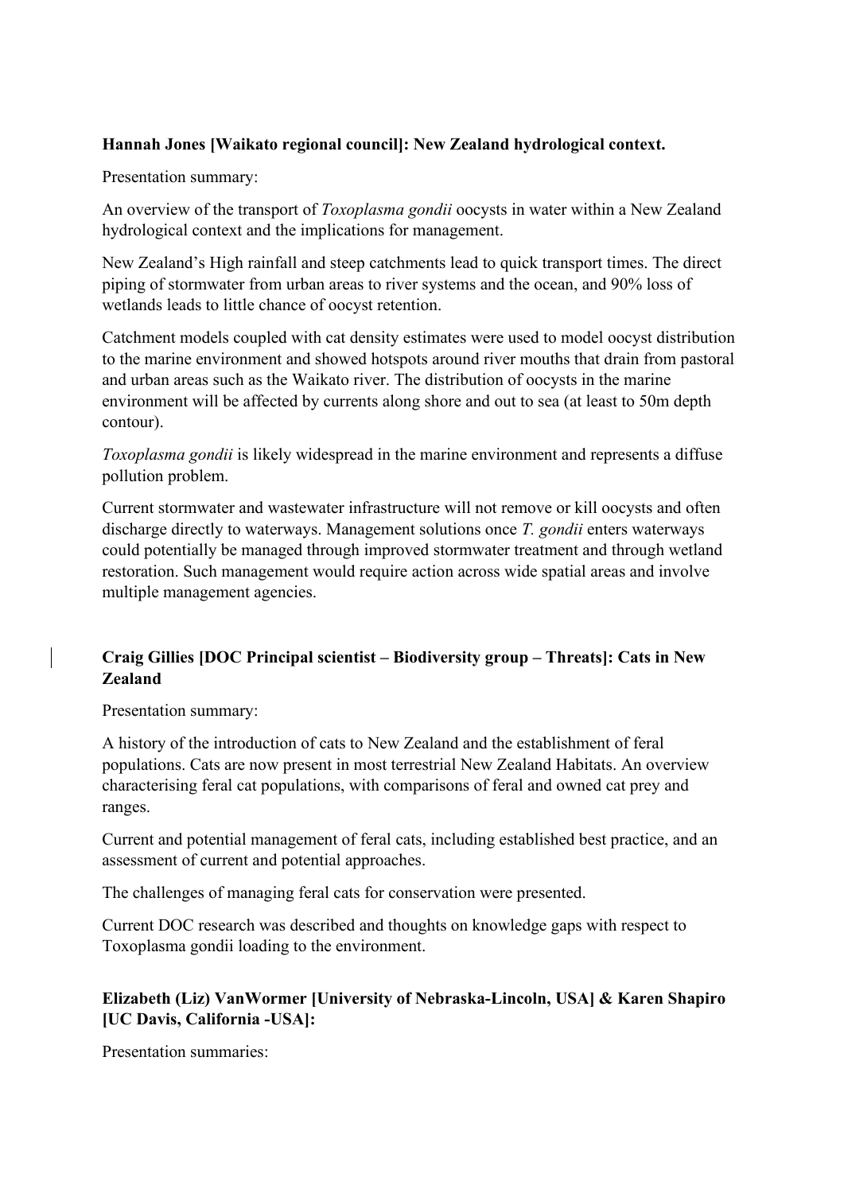**Hannah Jones [Waikato regional council]: New Zealand hydrological context.**

Presentation summary:

An overview of the transport of *Toxoplasma gondii* oocysts in water within a New Zealand hydrological context and the implications for management.

New Zealand's High rainfall and steep catchments lead to quick transport times. The direct piping of stormwater from urban areas to river systems and the ocean, and 90% loss of wetlands leads to little chance of oocyst retention.

Catchment models coupled with cat density estimates were used to model oocyst distribution to the marine environment and showed hotspots around river mouths that drain from pastoral and urban areas such as the Waikato river. The distribution of oocysts in the marine environment will be affected by currents along shore and out to sea (at least to 50m depth contour).

*Toxoplasma gondii* is likely widespread in the marine environment and represents a diffuse pollution problem.

Current stormwater and wastewater infrastructure will not remove or kill oocysts and often discharge directly to waterways. Management solutions once *T. gondii* enters waterways could potentially be managed through improved stormwater treatment and through wetland restoration. Such management would require action across wide spatial areas and involve multiple management agencies.

**Craig Gillies [DOC Principal scientist – Biodiversity group – Threats]: Cats in New Zealand**

Presentation summary:

A history of the introduction of cats to New Zealand and the establishment of feral populations. Cats are now present in most terrestrial New Zealand Habitats. An overview characterising feral cat populations, with comparisons of feral and owned cat prey and ranges.

Current and potential management of feral cats, including established best practice, and an assessment of current and potential approaches.

The challenges of managing feral cats for conservation were presented.

Current DOC research was described and thoughts on knowledge gaps with respect to Toxoplasma gondii loading to the environment.

**Elizabeth (Liz) VanWormer [University of Nebraska-Lincoln, USA] & Karen Shapiro [UC Davis, California -USA]:**

Presentation summaries: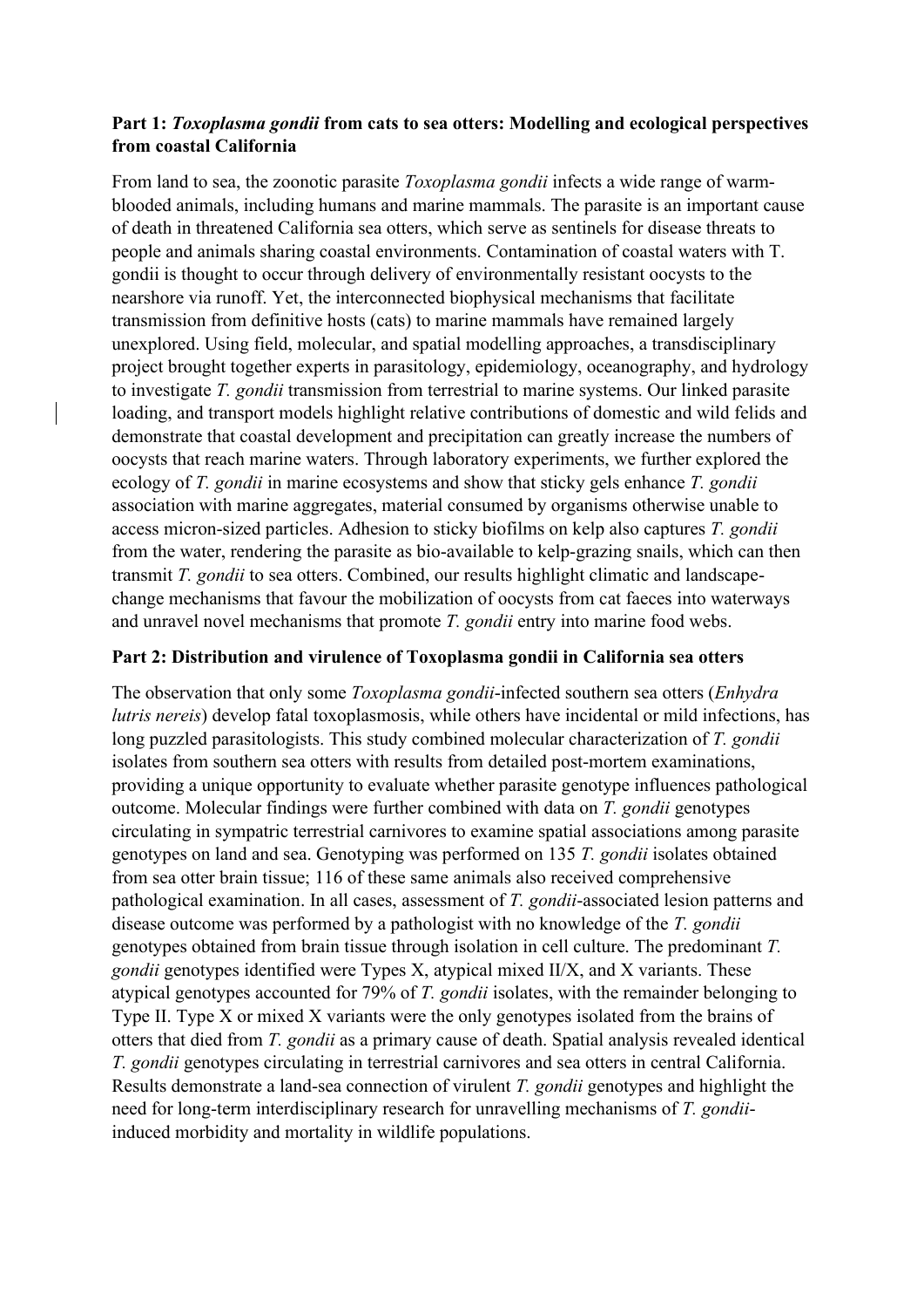**Part 1: *Toxoplasma gondii* from cats to sea otters: Modelling and ecological perspectives from coastal California**

From land to sea, the zoonotic parasite *Toxoplasma gondii* infects a wide range of warm-blooded animals, including humans and marine mammals. The parasite is an important cause of death in threatened California sea otters, which serve as sentinels for disease threats to people and animals sharing coastal environments. Contamination of coastal waters with T. gondii is thought to occur through delivery of environmentally resistant oocysts to the nearshore via runoff. Yet, the interconnected biophysical mechanisms that facilitate transmission from definitive hosts (cats) to marine mammals have remained largely unexplored. Using field, molecular, and spatial modelling approaches, a transdisciplinary project brought together experts in parasitology, epidemiology, oceanography, and hydrology to investigate *T. gondii* transmission from terrestrial to marine systems. Our linked parasite loading, and transport models highlight relative contributions of domestic and wild felids and demonstrate that coastal development and precipitation can greatly increase the numbers of oocysts that reach marine waters. Through laboratory experiments, we further explored the ecology of *T. gondii* in marine ecosystems and show that sticky gels enhance *T. gondii* association with marine aggregates, material consumed by organisms otherwise unable to access micron-sized particles. Adhesion to sticky biofilms on kelp also captures *T. gondii* from the water, rendering the parasite as bio-available to kelp-grazing snails, which can then transmit *T. gondii* to sea otters. Combined, our results highlight climatic and landscape-change mechanisms that favour the mobilization of oocysts from cat faeces into waterways and unravel novel mechanisms that promote *T. gondii* entry into marine food webs.

**Part 2: Distribution and virulence of Toxoplasma gondii in California sea otters**

The observation that only some *Toxoplasma gondii*-infected southern sea otters (*Enhydra lutris nereis*) develop fatal toxoplasmosis, while others have incidental or mild infections, has long puzzled parasitologists. This study combined molecular characterization of *T. gondii* isolates from southern sea otters with results from detailed post-mortem examinations, providing a unique opportunity to evaluate whether parasite genotype influences pathological outcome. Molecular findings were further combined with data on *T. gondii* genotypes circulating in sympatric terrestrial carnivores to examine spatial associations among parasite genotypes on land and sea. Genotyping was performed on 135 *T. gondii* isolates obtained from sea otter brain tissue; 116 of these same animals also received comprehensive pathological examination. In all cases, assessment of *T. gondii*-associated lesion patterns and disease outcome was performed by a pathologist with no knowledge of the *T. gondii* genotypes obtained from brain tissue through isolation in cell culture. The predominant *T. gondii* genotypes identified were Types X, atypical mixed II/X, and X variants. These atypical genotypes accounted for 79% of *T. gondii* isolates, with the remainder belonging to Type II. Type X or mixed X variants were the only genotypes isolated from the brains of otters that died from *T. gondii* as a primary cause of death. Spatial analysis revealed identical *T. gondii* genotypes circulating in terrestrial carnivores and sea otters in central California. Results demonstrate a land-sea connection of virulent *T. gondii* genotypes and highlight the need for long-term interdisciplinary research for unravelling mechanisms of *T. gondii*-induced morbidity and mortality in wildlife populations.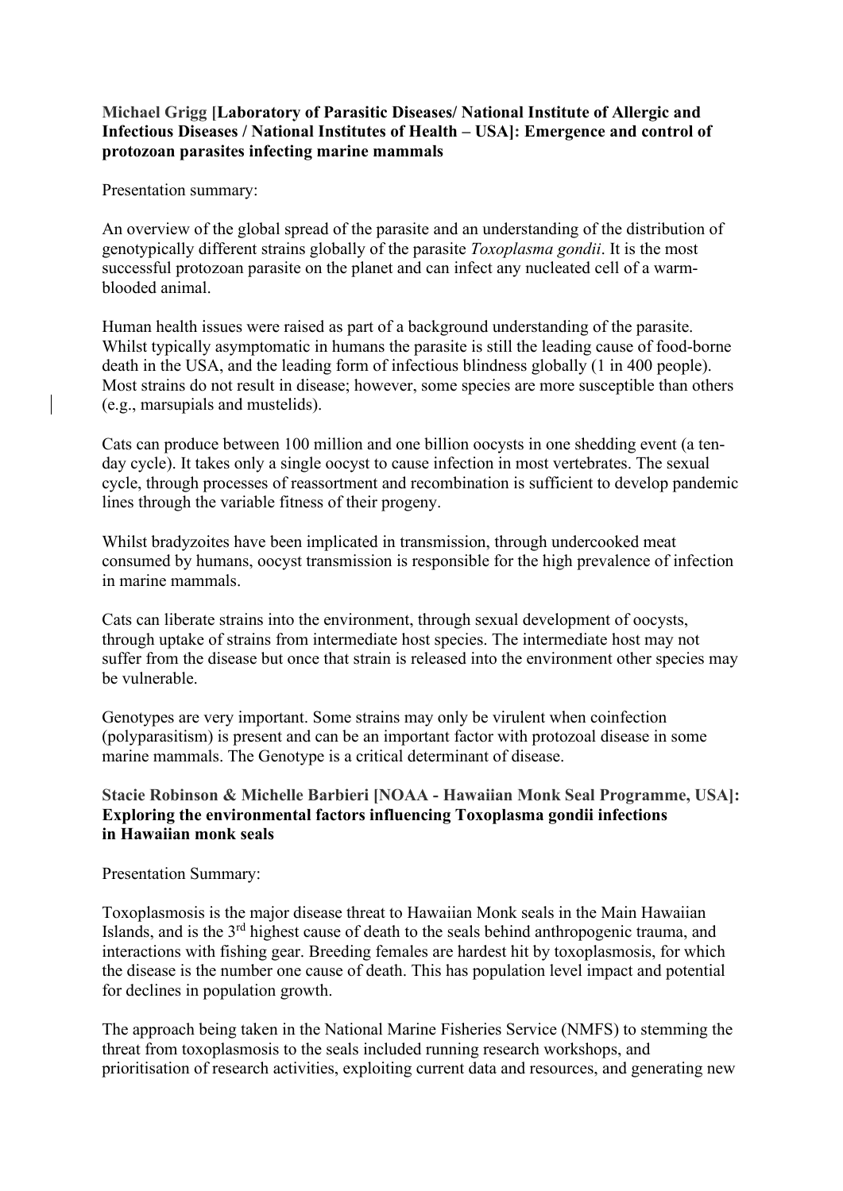**Michael Grigg [Laboratory of Parasitic Diseases/ National Institute of Allergic and Infectious Diseases / National Institutes of Health – USA]: Emergence and control of protozoan parasites infecting marine mammals**

Presentation summary:

An overview of the global spread of the parasite and an understanding of the distribution of genotypically different strains globally of the parasite *Toxoplasma gondii*. It is the most successful protozoan parasite on the planet and can infect any nucleated cell of a warm-blooded animal.

Human health issues were raised as part of a background understanding of the parasite. Whilst typically asymptomatic in humans the parasite is still the leading cause of food-borne death in the USA, and the leading form of infectious blindness globally (1 in 400 people). Most strains do not result in disease; however, some species are more susceptible than others (e.g., marsupials and mustelids).

Cats can produce between 100 million and one billion oocysts in one shedding event (a ten-day cycle). It takes only a single oocyst to cause infection in most vertebrates. The sexual cycle, through processes of reassortment and recombination is sufficient to develop pandemic lines through the variable fitness of their progeny.

Whilst bradyzoites have been implicated in transmission, through undercooked meat consumed by humans, oocyst transmission is responsible for the high prevalence of infection in marine mammals.

Cats can liberate strains into the environment, through sexual development of oocysts, through uptake of strains from intermediate host species. The intermediate host may not suffer from the disease but once that strain is released into the environment other species may be vulnerable.

Genotypes are very important. Some strains may only be virulent when coinfection (polyparasitism) is present and can be an important factor with protozoal disease in some marine mammals. The Genotype is a critical determinant of disease.

**Stacie Robinson & Michelle Barbieri [NOAA - Hawaiian Monk Seal Programme, USA]: Exploring the environmental factors influencing Toxoplasma gondii infections in Hawaiian monk seals**

Presentation Summary:

Toxoplasmosis is the major disease threat to Hawaiian Monk seals in the Main Hawaiian Islands, and is the 3rd highest cause of death to the seals behind anthropogenic trauma, and interactions with fishing gear. Breeding females are hardest hit by toxoplasmosis, for which the disease is the number one cause of death. This has population level impact and potential for declines in population growth.

The approach being taken in the National Marine Fisheries Service (NMFS) to stemming the threat from toxoplasmosis to the seals included running research workshops, and prioritisation of research activities, exploiting current data and resources, and generating new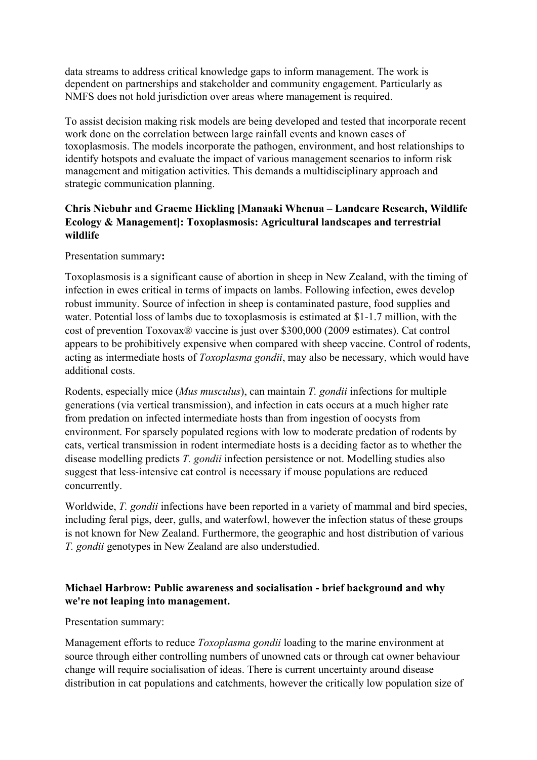data streams to address critical knowledge gaps to inform management. The work is dependent on partnerships and stakeholder and community engagement. Particularly as NMFS does not hold jurisdiction over areas where management is required.

To assist decision making risk models are being developed and tested that incorporate recent work done on the correlation between large rainfall events and known cases of toxoplasmosis. The models incorporate the pathogen, environment, and host relationships to identify hotspots and evaluate the impact of various management scenarios to inform risk management and mitigation activities. This demands a multidisciplinary approach and strategic communication planning.

**Chris Niebuhr and Graeme Hickling [Manaaki Whenua – Landcare Research, Wildlife Ecology & Management]: Toxoplasmosis: Agricultural landscapes and terrestrial wildlife**

Presentation summary**:**

Toxoplasmosis is a significant cause of abortion in sheep in New Zealand, with the timing of infection in ewes critical in terms of impacts on lambs. Following infection, ewes develop robust immunity. Source of infection in sheep is contaminated pasture, food supplies and water. Potential loss of lambs due to toxoplasmosis is estimated at $1-1.7 million, with the cost of prevention Toxovax® vaccine is just over $300,000 (2009 estimates). Cat control appears to be prohibitively expensive when compared with sheep vaccine. Control of rodents, acting as intermediate hosts of *Toxoplasma gondii*, may also be necessary, which would have additional costs.

Rodents, especially mice (*Mus musculus*), can maintain *T. gondii* infections for multiple generations (via vertical transmission), and infection in cats occurs at a much higher rate from predation on infected intermediate hosts than from ingestion of oocysts from environment. For sparsely populated regions with low to moderate predation of rodents by cats, vertical transmission in rodent intermediate hosts is a deciding factor as to whether the disease modelling predicts *T. gondii* infection persistence or not. Modelling studies also suggest that less-intensive cat control is necessary if mouse populations are reduced concurrently.

Worldwide, *T. gondii* infections have been reported in a variety of mammal and bird species, including feral pigs, deer, gulls, and waterfowl, however the infection status of these groups is not known for New Zealand. Furthermore, the geographic and host distribution of various *T. gondii* genotypes in New Zealand are also understudied.

**Michael Harbrow: Public awareness and socialisation - brief background and why we're not leaping into management.**

Presentation summary:

Management efforts to reduce *Toxoplasma gondii* loading to the marine environment at source through either controlling numbers of unowned cats or through cat owner behaviour change will require socialisation of ideas. There is current uncertainty around disease distribution in cat populations and catchments, however the critically low population size of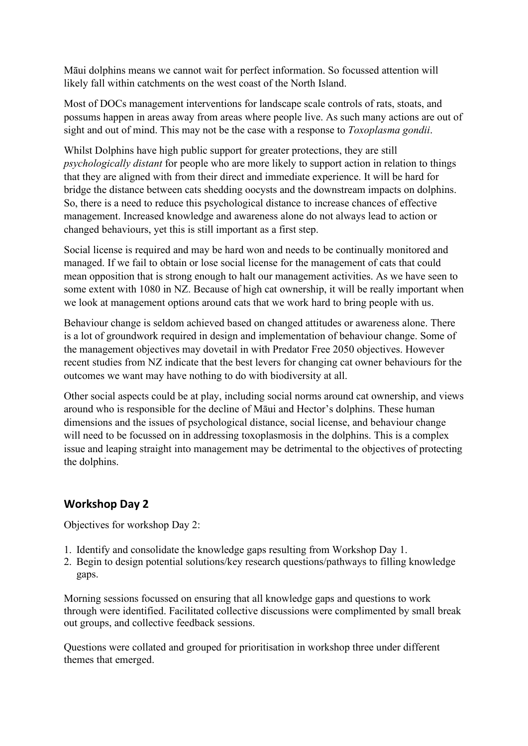Māui dolphins means we cannot wait for perfect information. So focussed attention will likely fall within catchments on the west coast of the North Island.

Most of DOCs management interventions for landscape scale controls of rats, stoats, and possums happen in areas away from areas where people live. As such many actions are out of sight and out of mind. This may not be the case with a response to *Toxoplasma gondii*.

Whilst Dolphins have high public support for greater protections, they are still *psychologically distant* for people who are more likely to support action in relation to things that they are aligned with from their direct and immediate experience. It will be hard for bridge the distance between cats shedding oocysts and the downstream impacts on dolphins. So, there is a need to reduce this psychological distance to increase chances of effective management. Increased knowledge and awareness alone do not always lead to action or changed behaviours, yet this is still important as a first step.

Social license is required and may be hard won and needs to be continually monitored and managed. If we fail to obtain or lose social license for the management of cats that could mean opposition that is strong enough to halt our management activities. As we have seen to some extent with 1080 in NZ. Because of high cat ownership, it will be really important when we look at management options around cats that we work hard to bring people with us.

Behaviour change is seldom achieved based on changed attitudes or awareness alone. There is a lot of groundwork required in design and implementation of behaviour change. Some of the management objectives may dovetail in with Predator Free 2050 objectives. However recent studies from NZ indicate that the best levers for changing cat owner behaviours for the outcomes we want may have nothing to do with biodiversity at all.

Other social aspects could be at play, including social norms around cat ownership, and views around who is responsible for the decline of Māui and Hector's dolphins. These human dimensions and the issues of psychological distance, social license, and behaviour change will need to be focussed on in addressing toxoplasmosis in the dolphins. This is a complex issue and leaping straight into management may be detrimental to the objectives of protecting the dolphins.

## Workshop Day 2

Objectives for workshop Day 2:

1. Identify and consolidate the knowledge gaps resulting from Workshop Day 1.
2. Begin to design potential solutions/key research questions/pathways to filling knowledge gaps.

Morning sessions focussed on ensuring that all knowledge gaps and questions to work through were identified. Facilitated collective discussions were complimented by small break out groups, and collective feedback sessions.

Questions were collated and grouped for prioritisation in workshop three under different themes that emerged.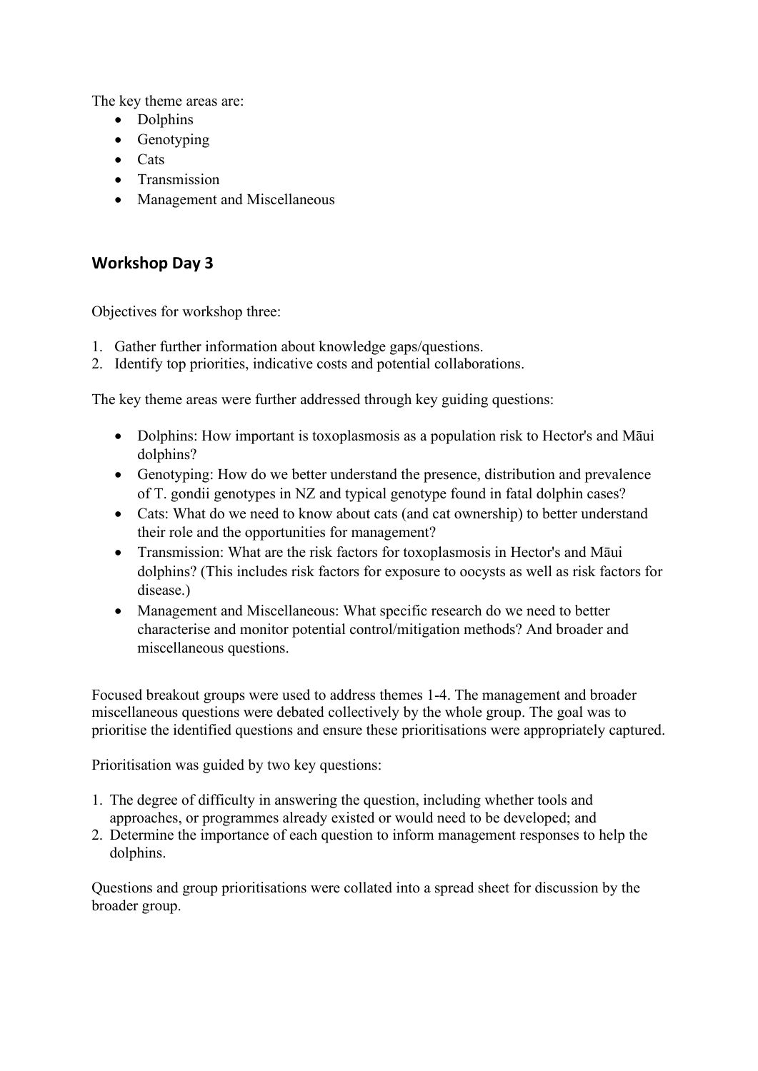The key theme areas are:

- Dolphins
- Genotyping
- Cats
- Transmission
- Management and Miscellaneous

## Workshop Day 3

Objectives for workshop three:

1. Gather further information about knowledge gaps/questions.
2. Identify top priorities, indicative costs and potential collaborations.

The key theme areas were further addressed through key guiding questions:

- Dolphins: How important is toxoplasmosis as a population risk to Hector's and Māui dolphins?
- Genotyping: How do we better understand the presence, distribution and prevalence of T. gondii genotypes in NZ and typical genotype found in fatal dolphin cases?
- Cats: What do we need to know about cats (and cat ownership) to better understand their role and the opportunities for management?
- Transmission: What are the risk factors for toxoplasmosis in Hector's and Māui dolphins? (This includes risk factors for exposure to oocysts as well as risk factors for disease.)
- Management and Miscellaneous: What specific research do we need to better characterise and monitor potential control/mitigation methods? And broader and miscellaneous questions.

Focused breakout groups were used to address themes 1-4. The management and broader miscellaneous questions were debated collectively by the whole group. The goal was to prioritise the identified questions and ensure these prioritisations were appropriately captured.

Prioritisation was guided by two key questions:

1. The degree of difficulty in answering the question, including whether tools and approaches, or programmes already existed or would need to be developed; and
2. Determine the importance of each question to inform management responses to help the dolphins.

Questions and group prioritisations were collated into a spread sheet for discussion by the broader group.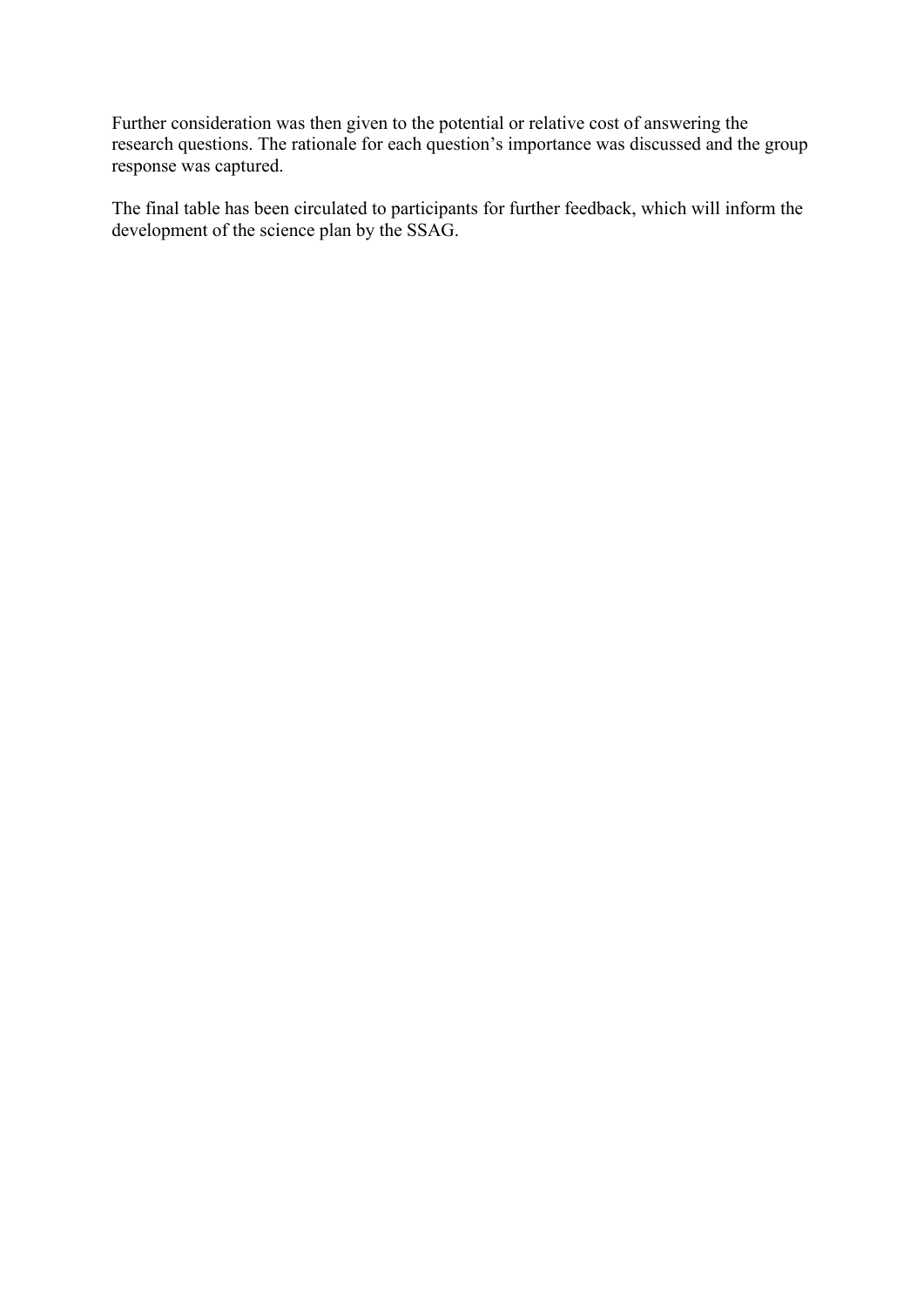Further consideration was then given to the potential or relative cost of answering the research questions. The rationale for each question's importance was discussed and the group response was captured.

The final table has been circulated to participants for further feedback, which will inform the development of the science plan by the SSAG.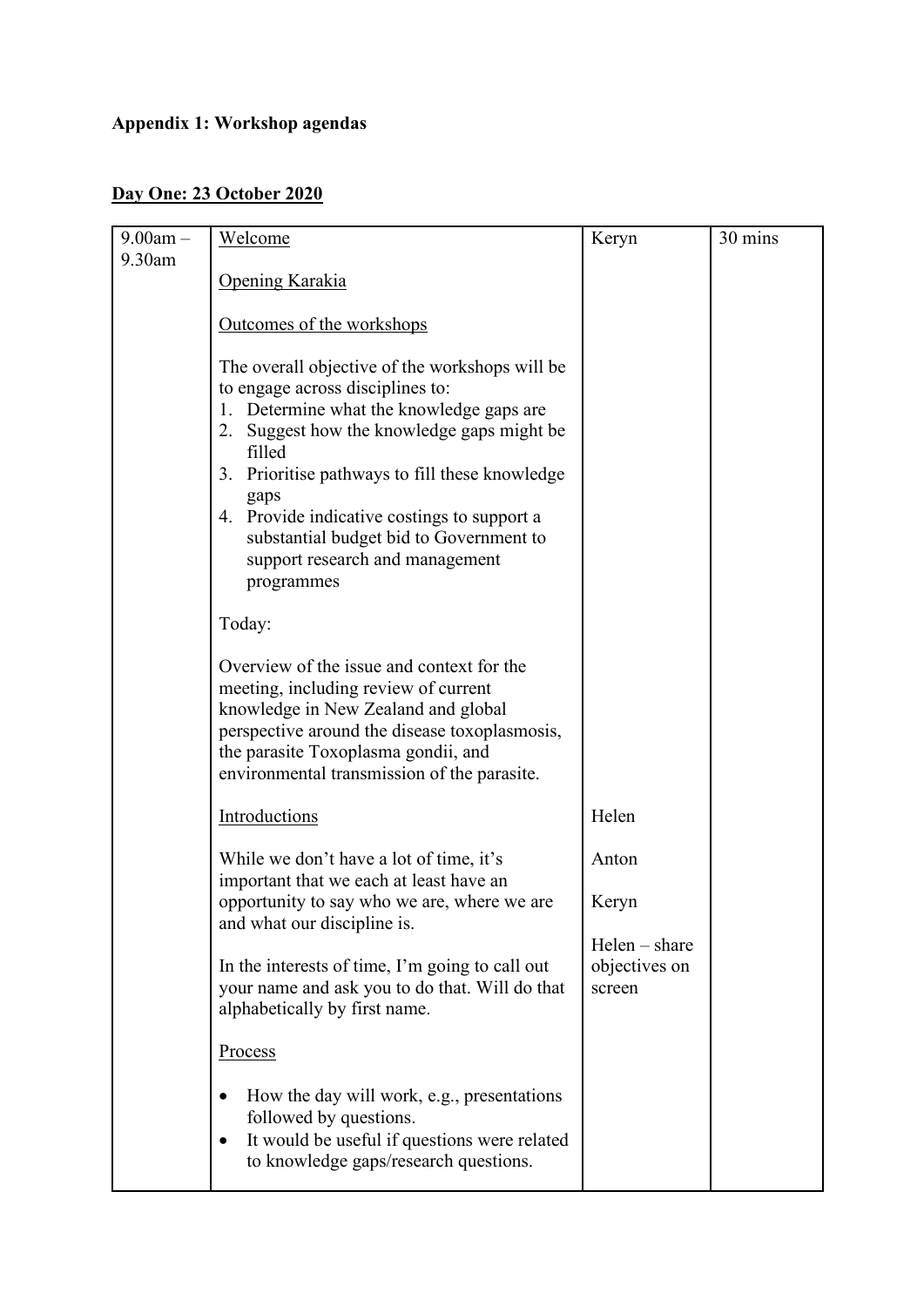**Appendix 1: Workshop agendas**

**Day One: 23 October 2020**

| | | | |
|---|---|---|---|
| 9.00am – 9.30am | Welcome<br><br>Opening Karakia<br><br>Outcomes of the workshops<br><br>The overall objective of the workshops will be to engage across disciplines to:<br>1. Determine what the knowledge gaps are<br>2. Suggest how the knowledge gaps might be filled<br>3. Prioritise pathways to fill these knowledge gaps<br>4. Provide indicative costings to support a substantial budget bid to Government to support research and management programmes<br><br>Today:<br><br>Overview of the issue and context for the meeting, including review of current knowledge in New Zealand and global perspective around the disease toxoplasmosis, the parasite Toxoplasma gondii, and environmental transmission of the parasite.<br><br>Introductions<br><br>While we don't have a lot of time, it's important that we each at least have an opportunity to say who we are, where we are and what our discipline is.<br><br>In the interests of time, I'm going to call out your name and ask you to do that. Will do that alphabetically by first name.<br><br>Process<br><br>• How the day will work, e.g., presentations followed by questions.<br>• It would be useful if questions were related to knowledge gaps/research questions. | Keryn<br><br><br><br><br><br><br><br><br><br><br><br><br><br><br><br><br><br><br><br><br><br><br>Helen<br><br>Anton<br><br>Keryn<br><br>Helen – share objectives on screen | 30 mins |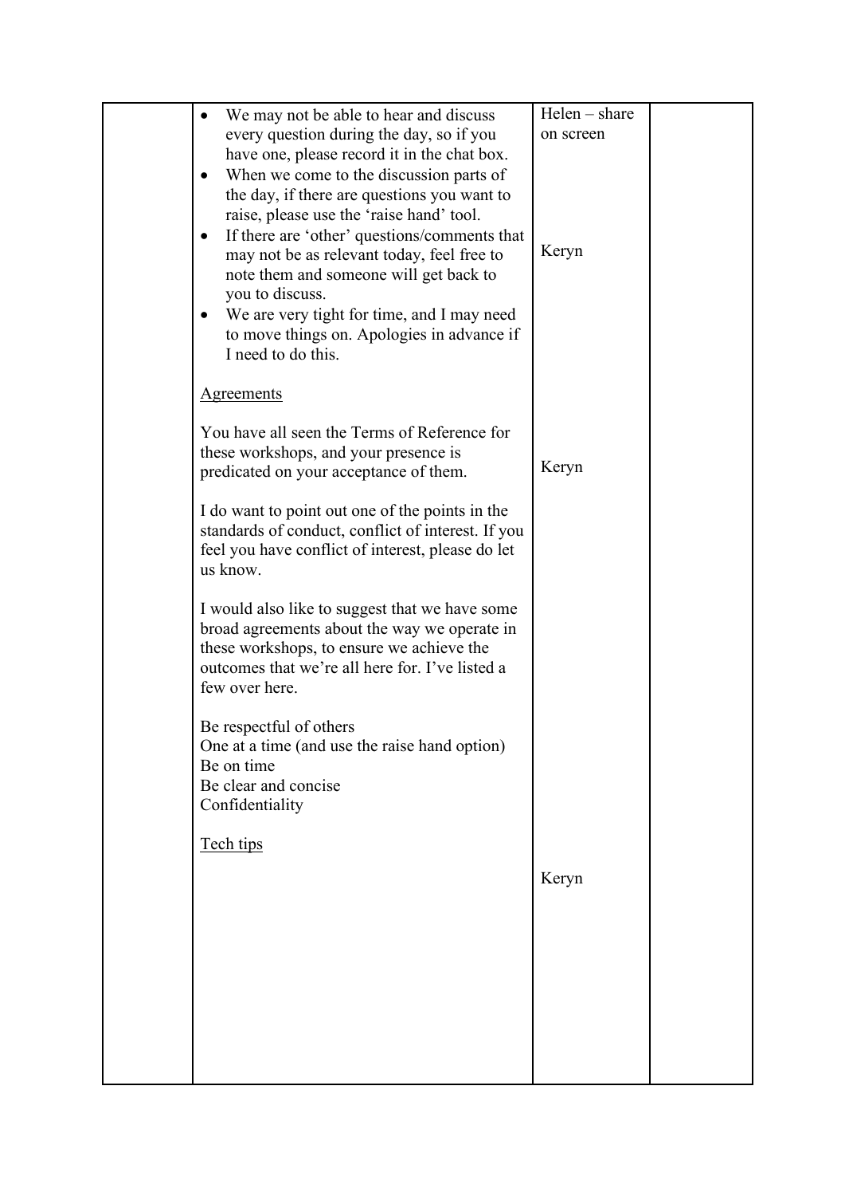| | | | |
|---|---|---|---|
| | • We may not be able to hear and discuss every question during the day, so if you have one, please record it in the chat box.<br>• When we come to the discussion parts of the day, if there are questions you want to raise, please use the 'raise hand' tool.<br>• If there are 'other' questions/comments that may not be as relevant today, feel free to note them and someone will get back to you to discuss.<br>• We are very tight for time, and I may need to move things on. Apologies in advance if I need to do this.<br><br><u>Agreements</u><br><br>You have all seen the Terms of Reference for these workshops, and your presence is predicated on your acceptance of them.<br><br>I do want to point out one of the points in the standards of conduct, conflict of interest. If you feel you have conflict of interest, please do let us know.<br><br>I would also like to suggest that we have some broad agreements about the way we operate in these workshops, to ensure we achieve the outcomes that we're all here for. I've listed a few over here.<br><br>Be respectful of others<br>One at a time (and use the raise hand option)<br>Be on time<br>Be clear and concise<br>Confidentiality<br><br><u>Tech tips</u> | Helen – share on screen<br><br>Keryn<br><br>Keryn<br><br>Keryn | |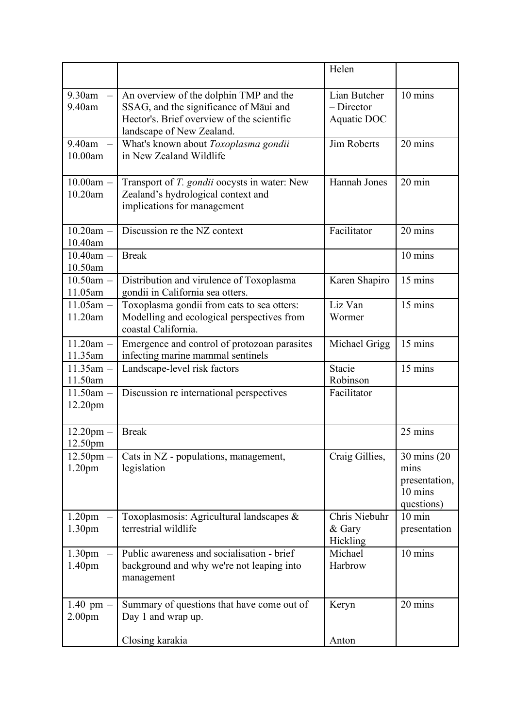| | | | |
|---|---|---|---|
| | | Helen | |
| 9.30am – 9.40am | An overview of the dolphin TMP and the SSAG, and the significance of Māui and Hector's. Brief overview of the scientific landscape of New Zealand. | Lian Butcher – Director Aquatic DOC | 10 mins |
| 9.40am – 10.00am | What's known about *Toxoplasma gondii* in New Zealand Wildlife | Jim Roberts | 20 mins |
| 10.00am – 10.20am | Transport of *T. gondii* oocysts in water: New Zealand's hydrological context and implications for management | Hannah Jones | 20 min |
| 10.20am – 10.40am | Discussion re the NZ context | Facilitator | 20 mins |
| 10.40am – 10.50am | Break | | 10 mins |
| 10.50am – 11.05am | Distribution and virulence of Toxoplasma gondii in California sea otters. | Karen Shapiro | 15 mins |
| 11.05am – 11.20am | Toxoplasma gondii from cats to sea otters: Modelling and ecological perspectives from coastal California. | Liz Van Wormer | 15 mins |
| 11.20am – 11.35am | Emergence and control of protozoan parasites infecting marine mammal sentinels | Michael Grigg | 15 mins |
| 11.35am – 11.50am | Landscape-level risk factors | Stacie Robinson | 15 mins |
| 11.50am – 12.20pm | Discussion re international perspectives | Facilitator | |
| 12.20pm – 12.50pm | Break | | 25 mins |
| 12.50pm – 1.20pm | Cats in NZ - populations, management, legislation | Craig Gillies, | 30 mins (20 mins presentation, 10 mins questions) |
| 1.20pm – 1.30pm | Toxoplasmosis: Agricultural landscapes & terrestrial wildlife | Chris Niebuhr & Gary Hickling | 10 min presentation |
| 1.30pm – 1.40pm | Public awareness and socialisation - brief background and why we're not leaping into management | Michael Harbrow | 10 mins |
| 1.40 pm – 2.00pm | Summary of questions that have come out of Day 1 and wrap up.<br><br>Closing karakia | Keryn<br><br>Anton | 20 mins |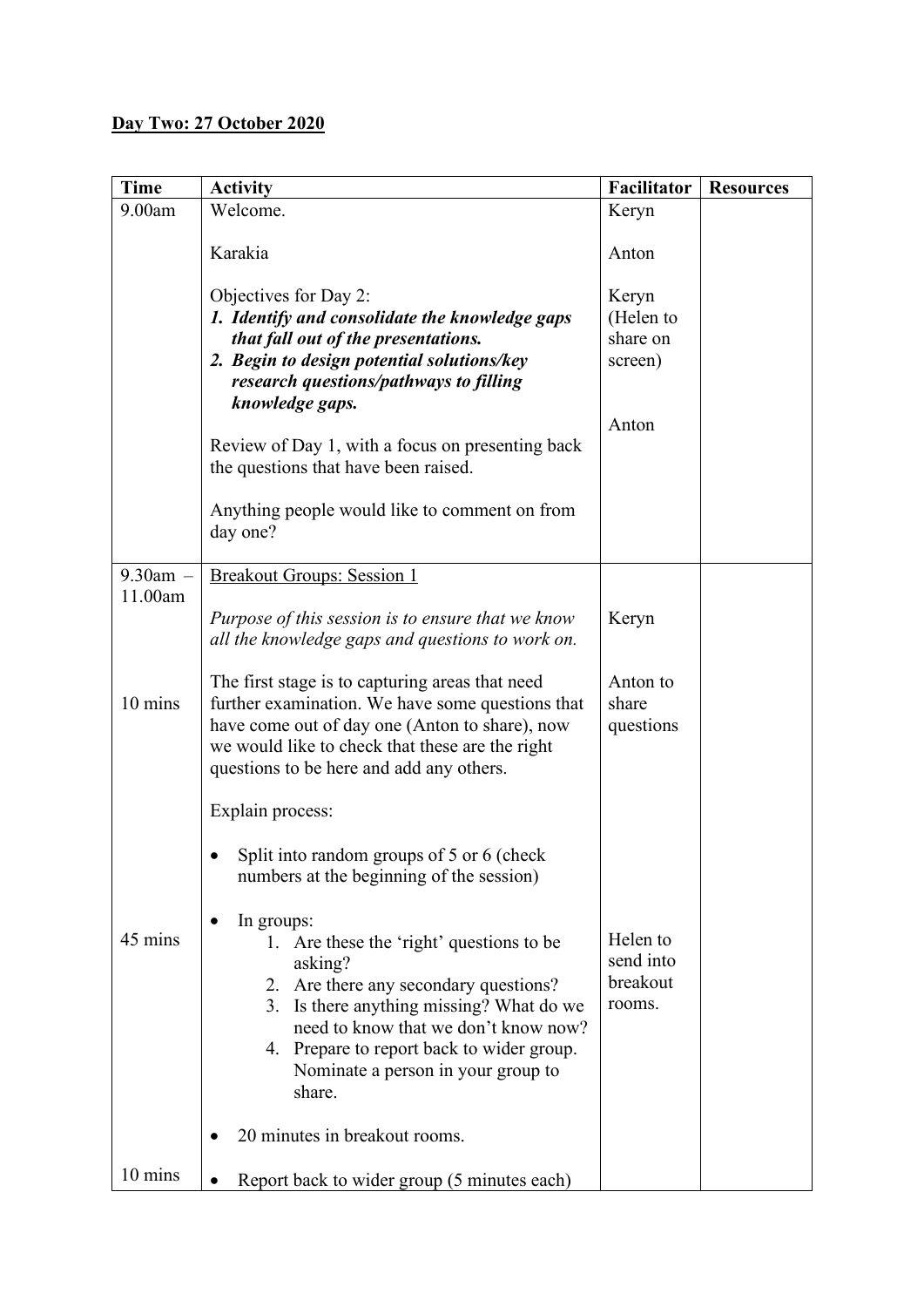**Day Two: 27 October 2020**

| Time | Activity | Facilitator | Resources |
|---|---|---|---|
| 9.00am | Welcome.<br><br>Karakia<br><br>Objectives for Day 2:<br>***1. Identify and consolidate the knowledge gaps that fall out of the presentations.***<br>***2. Begin to design potential solutions/key research questions/pathways to filling knowledge gaps.***<br><br>Review of Day 1, with a focus on presenting back the questions that have been raised.<br><br>Anything people would like to comment on from day one? | Keryn<br><br>Anton<br><br>Keryn (Helen to share on screen)<br><br>Anton | |
| 9.30am – 11.00am<br><br><br><br>10 mins<br><br><br><br><br><br><br><br>45 mins<br><br><br><br><br><br><br>10 mins | <u>Breakout Groups: Session 1</u><br><br>*Purpose of this session is to ensure that we know all the knowledge gaps and questions to work on.*<br><br>The first stage is to capturing areas that need further examination. We have some questions that have come out of day one (Anton to share), now we would like to check that these are the right questions to be here and add any others.<br><br>Explain process:<br><br>• Split into random groups of 5 or 6 (check numbers at the beginning of the session)<br><br>• In groups:<br>1. Are these the 'right' questions to be asking?<br>2. Are there any secondary questions?<br>3. Is there anything missing? What do we need to know that we don't know now?<br>4. Prepare to report back to wider group. Nominate a person in your group to share.<br><br>• 20 minutes in breakout rooms.<br><br>• Report back to wider group (5 minutes each) | <br><br>Keryn<br><br>Anton to share questions<br><br><br><br><br><br><br><br>Helen to send into breakout rooms. | |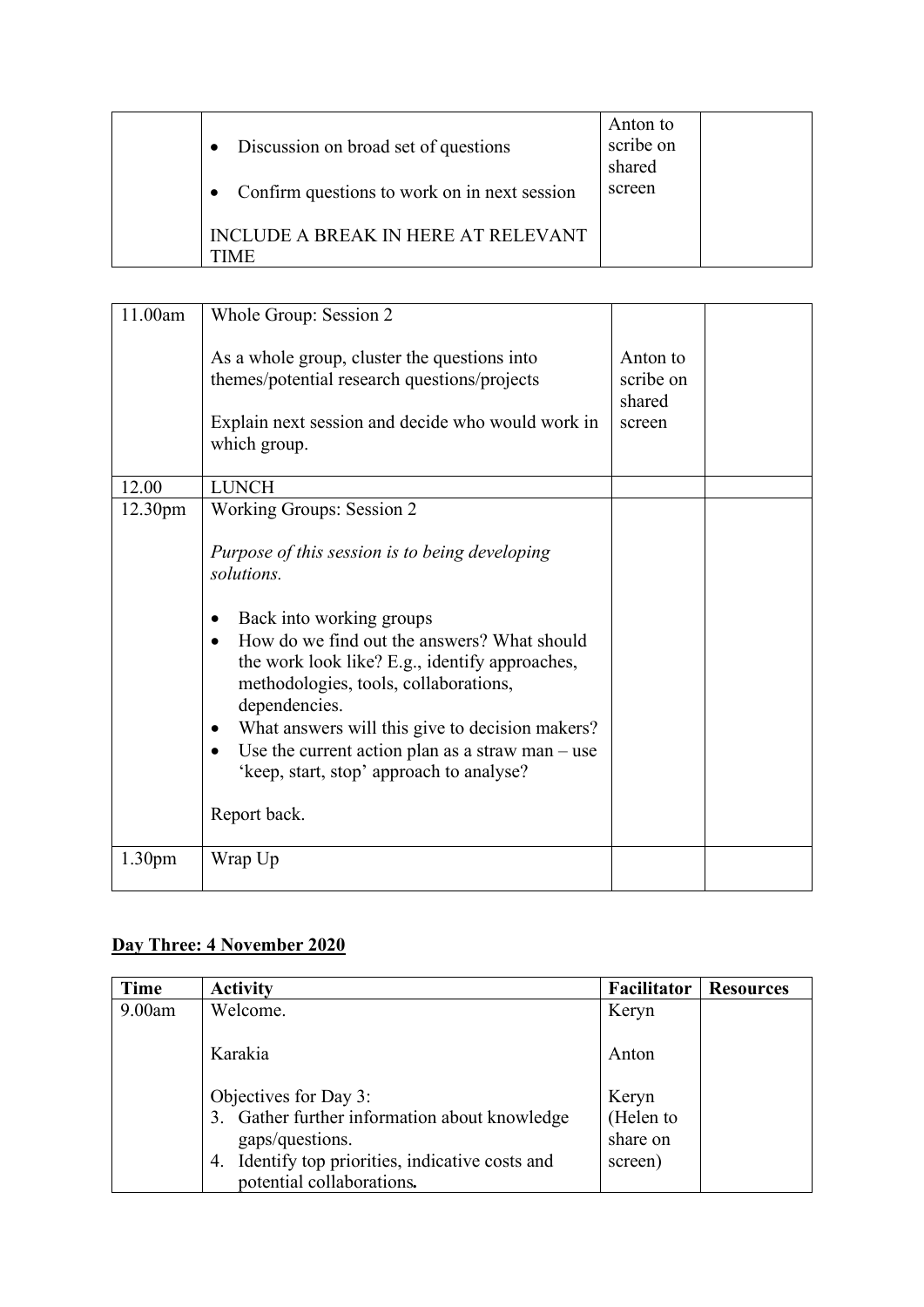|  |  |  |  |
|---|---|---|---|
|  | • Discussion on broad set of questions<br>• Confirm questions to work on in next session<br><br>INCLUDE A BREAK IN HERE AT RELEVANT TIME | Anton to scribe on shared screen |  |

|  |  |  |  |
|---|---|---|---|
| 11.00am | Whole Group: Session 2<br><br>As a whole group, cluster the questions into themes/potential research questions/projects<br><br>Explain next session and decide who would work in which group. | Anton to scribe on shared screen |  |
| 12.00 | LUNCH |  |  |
| 12.30pm | Working Groups: Session 2<br><br>*Purpose of this session is to being developing solutions.*<br><br>• Back into working groups<br>• How do we find out the answers? What should the work look like? E.g., identify approaches, methodologies, tools, collaborations, dependencies.<br>• What answers will this give to decision makers?<br>• Use the current action plan as a straw man – use 'keep, start, stop' approach to analyse?<br><br>Report back. |  |  |
| 1.30pm | Wrap Up |  |  |

## Day Three: 4 November 2020

| Time | Activity | Facilitator | Resources |
|---|---|---|---|
| 9.00am | Welcome.<br><br>Karakia<br><br>Objectives for Day 3:<br>3. Gather further information about knowledge gaps/questions.<br>4. Identify top priorities, indicative costs and potential collaborations**.** | Keryn<br><br>Anton<br><br>Keryn (Helen to share on screen) |  |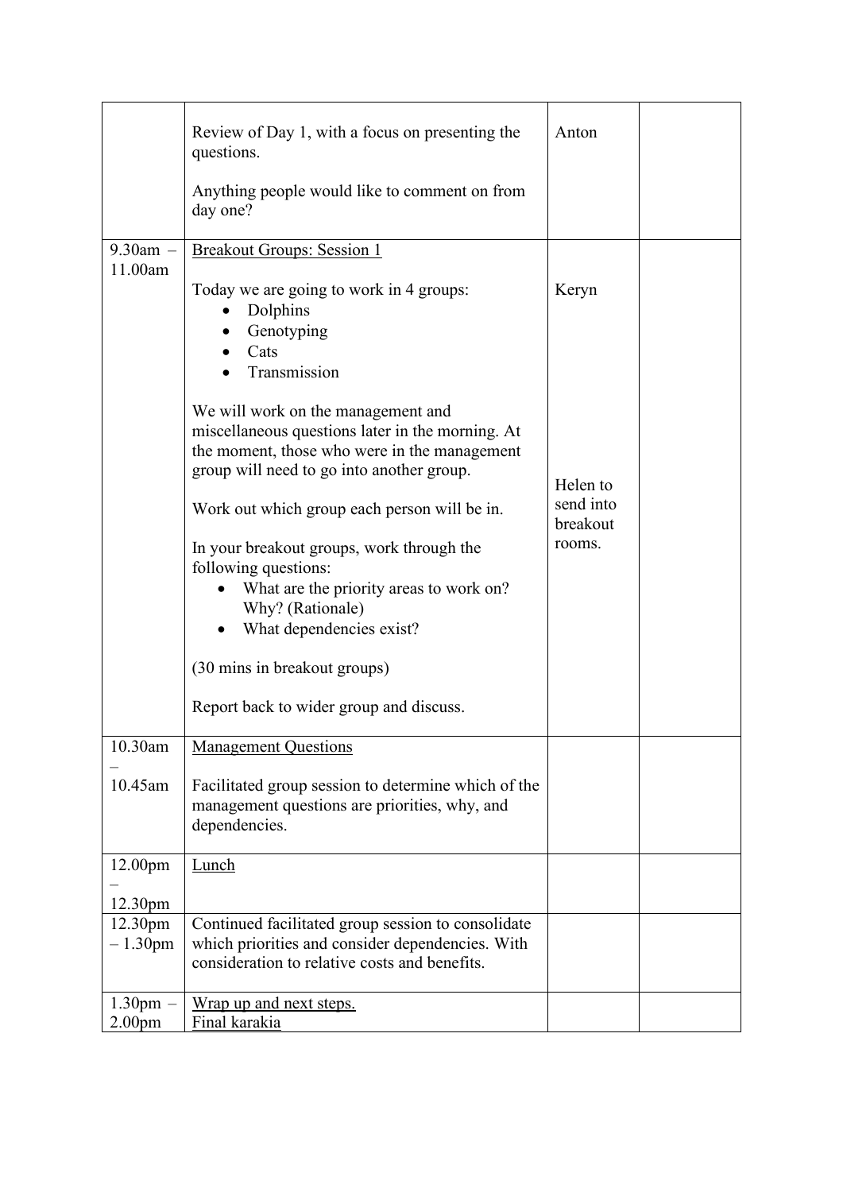| | | | |
|---|---|---|---|
| | Review of Day 1, with a focus on presenting the questions.<br><br>Anything people would like to comment on from day one? | Anton | |
| 9.30am – 11.00am | <u>Breakout Groups: Session 1</u><br><br>Today we are going to work in 4 groups:<br>• Dolphins<br>• Genotyping<br>• Cats<br>• Transmission<br><br>We will work on the management and miscellaneous questions later in the morning. At the moment, those who were in the management group will need to go into another group.<br><br>Work out which group each person will be in.<br><br>In your breakout groups, work through the following questions:<br>• What are the priority areas to work on? Why? (Rationale)<br>• What dependencies exist?<br><br>(30 mins in breakout groups)<br><br>Report back to wider group and discuss. | Keryn<br><br><br><br><br><br><br>Helen to send into breakout rooms. | |
| 10.30am – 10.45am | <u>Management Questions</u><br><br>Facilitated group session to determine which of the management questions are priorities, why, and dependencies. | | |
| 12.00pm – 12.30pm | <u>Lunch</u> | | |
| 12.30pm – 1.30pm | Continued facilitated group session to consolidate which priorities and consider dependencies. With consideration to relative costs and benefits. | | |
| 1.30pm – 2.00pm | <u>Wrap up and next steps.</u><br><u>Final karakia</u> | | |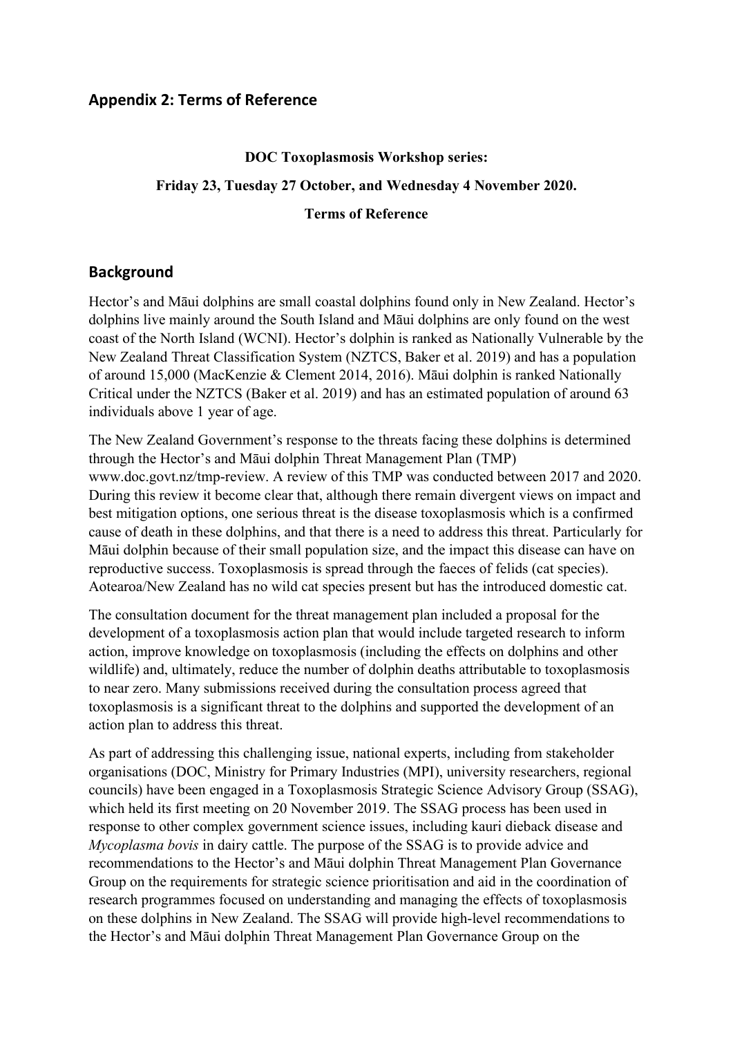## Appendix 2: Terms of Reference

**DOC Toxoplasmosis Workshop series:**

**Friday 23, Tuesday 27 October, and Wednesday 4 November 2020.**

**Terms of Reference**

## Background

Hector's and Māui dolphins are small coastal dolphins found only in New Zealand. Hector's dolphins live mainly around the South Island and Māui dolphins are only found on the west coast of the North Island (WCNI). Hector's dolphin is ranked as Nationally Vulnerable by the New Zealand Threat Classification System (NZTCS, Baker et al. 2019) and has a population of around 15,000 (MacKenzie & Clement 2014, 2016). Māui dolphin is ranked Nationally Critical under the NZTCS (Baker et al. 2019) and has an estimated population of around 63 individuals above 1 year of age.

The New Zealand Government's response to the threats facing these dolphins is determined through the Hector's and Māui dolphin Threat Management Plan (TMP) www.doc.govt.nz/tmp-review. A review of this TMP was conducted between 2017 and 2020. During this review it become clear that, although there remain divergent views on impact and best mitigation options, one serious threat is the disease toxoplasmosis which is a confirmed cause of death in these dolphins, and that there is a need to address this threat. Particularly for Māui dolphin because of their small population size, and the impact this disease can have on reproductive success. Toxoplasmosis is spread through the faeces of felids (cat species). Aotearoa/New Zealand has no wild cat species present but has the introduced domestic cat.

The consultation document for the threat management plan included a proposal for the development of a toxoplasmosis action plan that would include targeted research to inform action, improve knowledge on toxoplasmosis (including the effects on dolphins and other wildlife) and, ultimately, reduce the number of dolphin deaths attributable to toxoplasmosis to near zero. Many submissions received during the consultation process agreed that toxoplasmosis is a significant threat to the dolphins and supported the development of an action plan to address this threat.

As part of addressing this challenging issue, national experts, including from stakeholder organisations (DOC, Ministry for Primary Industries (MPI), university researchers, regional councils) have been engaged in a Toxoplasmosis Strategic Science Advisory Group (SSAG), which held its first meeting on 20 November 2019. The SSAG process has been used in response to other complex government science issues, including kauri dieback disease and *Mycoplasma bovis* in dairy cattle. The purpose of the SSAG is to provide advice and recommendations to the Hector's and Māui dolphin Threat Management Plan Governance Group on the requirements for strategic science prioritisation and aid in the coordination of research programmes focused on understanding and managing the effects of toxoplasmosis on these dolphins in New Zealand. The SSAG will provide high-level recommendations to the Hector's and Māui dolphin Threat Management Plan Governance Group on the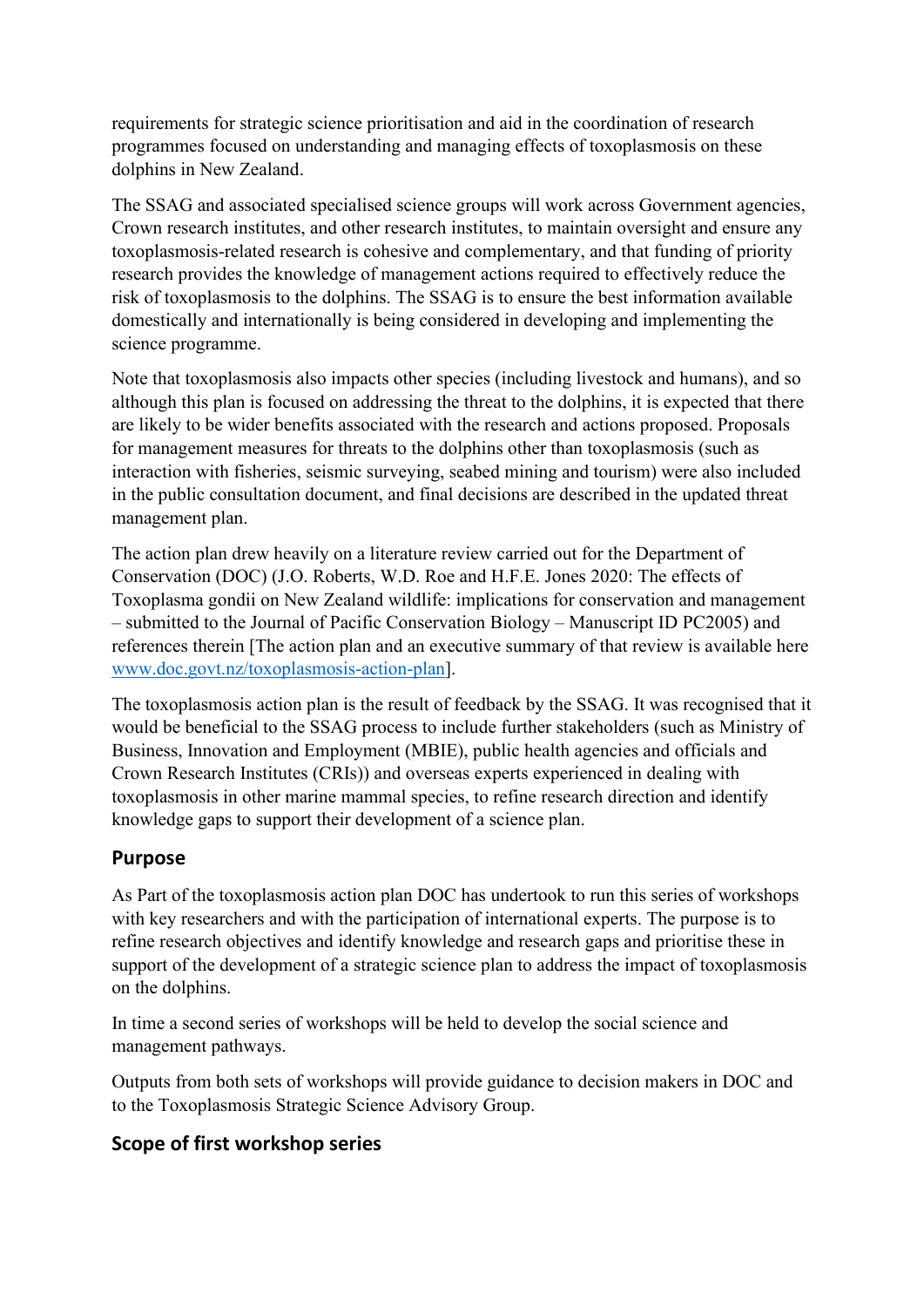requirements for strategic science prioritisation and aid in the coordination of research programmes focused on understanding and managing effects of toxoplasmosis on these dolphins in New Zealand.

The SSAG and associated specialised science groups will work across Government agencies, Crown research institutes, and other research institutes, to maintain oversight and ensure any toxoplasmosis-related research is cohesive and complementary, and that funding of priority research provides the knowledge of management actions required to effectively reduce the risk of toxoplasmosis to the dolphins. The SSAG is to ensure the best information available domestically and internationally is being considered in developing and implementing the science programme.

Note that toxoplasmosis also impacts other species (including livestock and humans), and so although this plan is focused on addressing the threat to the dolphins, it is expected that there are likely to be wider benefits associated with the research and actions proposed. Proposals for management measures for threats to the dolphins other than toxoplasmosis (such as interaction with fisheries, seismic surveying, seabed mining and tourism) were also included in the public consultation document, and final decisions are described in the updated threat management plan.

The action plan drew heavily on a literature review carried out for the Department of Conservation (DOC) (J.O. Roberts, W.D. Roe and H.F.E. Jones 2020: The effects of Toxoplasma gondii on New Zealand wildlife: implications for conservation and management – submitted to the Journal of Pacific Conservation Biology – Manuscript ID PC2005) and references therein [The action plan and an executive summary of that review is available here www.doc.govt.nz/toxoplasmosis-action-plan].

The toxoplasmosis action plan is the result of feedback by the SSAG. It was recognised that it would be beneficial to the SSAG process to include further stakeholders (such as Ministry of Business, Innovation and Employment (MBIE), public health agencies and officials and Crown Research Institutes (CRIs)) and overseas experts experienced in dealing with toxoplasmosis in other marine mammal species, to refine research direction and identify knowledge gaps to support their development of a science plan.

## Purpose

As Part of the toxoplasmosis action plan DOC has undertook to run this series of workshops with key researchers and with the participation of international experts. The purpose is to refine research objectives and identify knowledge and research gaps and prioritise these in support of the development of a strategic science plan to address the impact of toxoplasmosis on the dolphins.

In time a second series of workshops will be held to develop the social science and management pathways.

Outputs from both sets of workshops will provide guidance to decision makers in DOC and to the Toxoplasmosis Strategic Science Advisory Group.

## Scope of first workshop series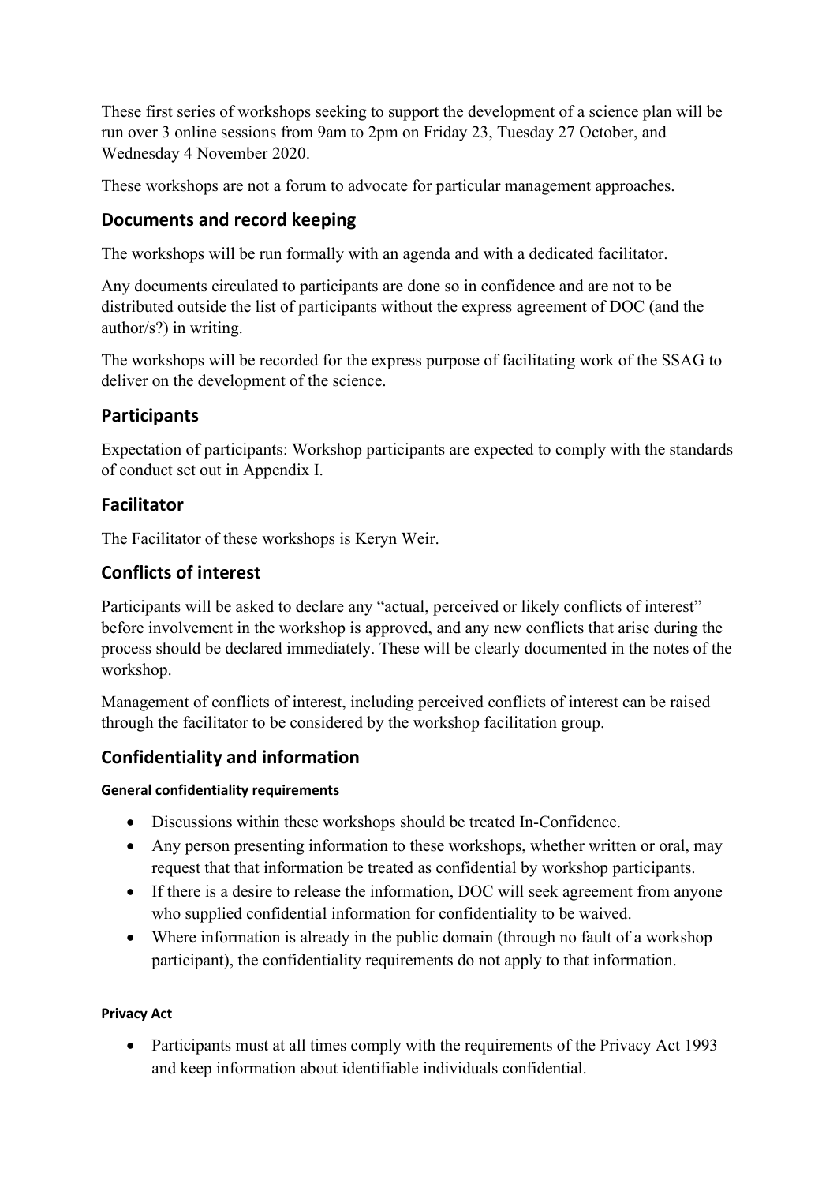These first series of workshops seeking to support the development of a science plan will be run over 3 online sessions from 9am to 2pm on Friday 23, Tuesday 27 October, and Wednesday 4 November 2020.

These workshops are not a forum to advocate for particular management approaches.

## Documents and record keeping

The workshops will be run formally with an agenda and with a dedicated facilitator.

Any documents circulated to participants are done so in confidence and are not to be distributed outside the list of participants without the express agreement of DOC (and the author/s?) in writing.

The workshops will be recorded for the express purpose of facilitating work of the SSAG to deliver on the development of the science.

## Participants

Expectation of participants: Workshop participants are expected to comply with the standards of conduct set out in Appendix I.

## Facilitator

The Facilitator of these workshops is Keryn Weir.

## Conflicts of interest

Participants will be asked to declare any "actual, perceived or likely conflicts of interest" before involvement in the workshop is approved, and any new conflicts that arise during the process should be declared immediately. These will be clearly documented in the notes of the workshop.

Management of conflicts of interest, including perceived conflicts of interest can be raised through the facilitator to be considered by the workshop facilitation group.

## Confidentiality and information

#### General confidentiality requirements

- Discussions within these workshops should be treated In-Confidence.
- Any person presenting information to these workshops, whether written or oral, may request that that information be treated as confidential by workshop participants.
- If there is a desire to release the information, DOC will seek agreement from anyone who supplied confidential information for confidentiality to be waived.
- Where information is already in the public domain (through no fault of a workshop participant), the confidentiality requirements do not apply to that information.

#### Privacy Act

- Participants must at all times comply with the requirements of the Privacy Act 1993 and keep information about identifiable individuals confidential.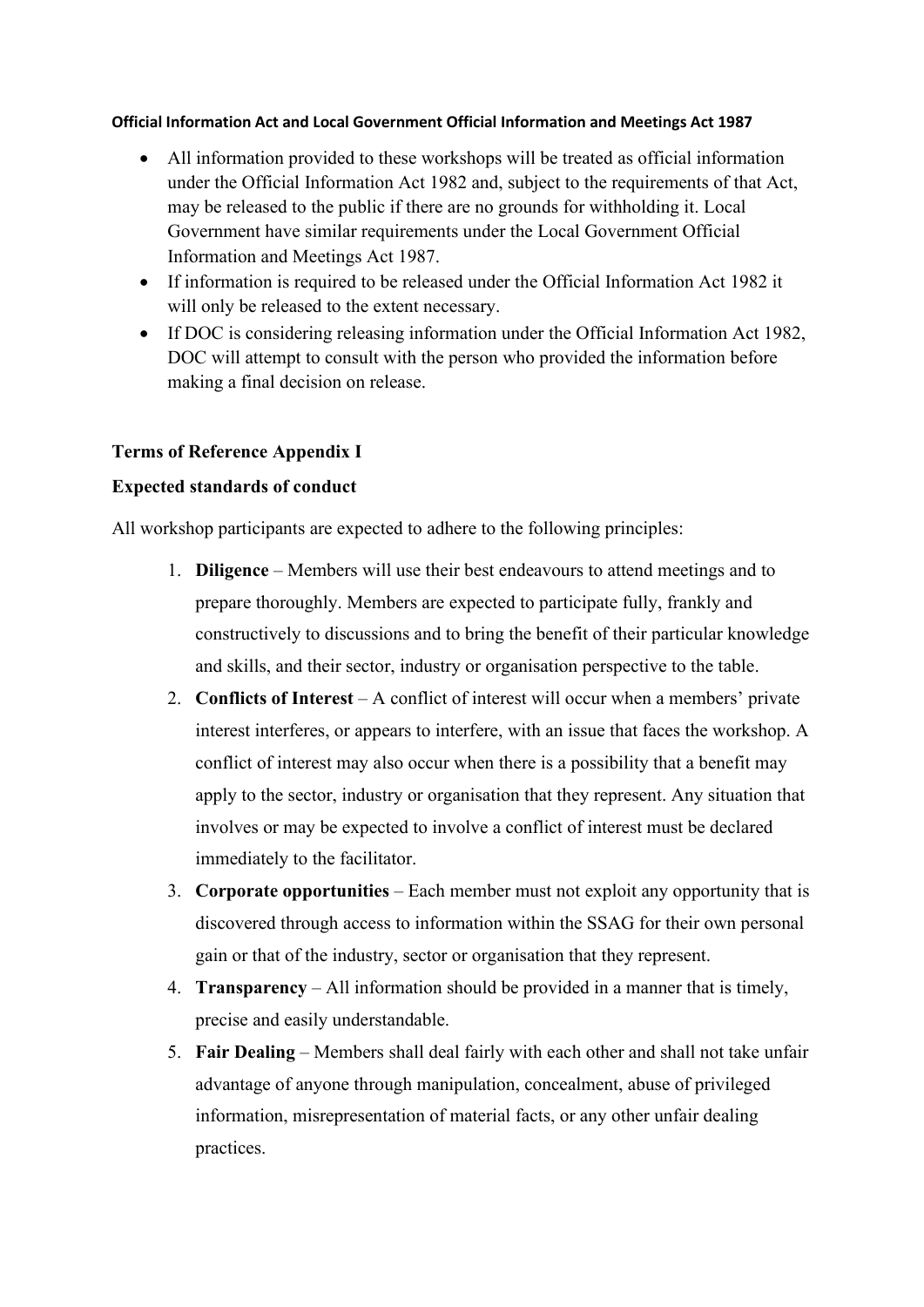**Official Information Act and Local Government Official Information and Meetings Act 1987**

- All information provided to these workshops will be treated as official information under the Official Information Act 1982 and, subject to the requirements of that Act, may be released to the public if there are no grounds for withholding it. Local Government have similar requirements under the Local Government Official Information and Meetings Act 1987.
- If information is required to be released under the Official Information Act 1982 it will only be released to the extent necessary.
- If DOC is considering releasing information under the Official Information Act 1982, DOC will attempt to consult with the person who provided the information before making a final decision on release.

**Terms of Reference Appendix I**

**Expected standards of conduct**

All workshop participants are expected to adhere to the following principles:

1. **Diligence** – Members will use their best endeavours to attend meetings and to prepare thoroughly. Members are expected to participate fully, frankly and constructively to discussions and to bring the benefit of their particular knowledge and skills, and their sector, industry or organisation perspective to the table.
2. **Conflicts of Interest** – A conflict of interest will occur when a members' private interest interferes, or appears to interfere, with an issue that faces the workshop. A conflict of interest may also occur when there is a possibility that a benefit may apply to the sector, industry or organisation that they represent. Any situation that involves or may be expected to involve a conflict of interest must be declared immediately to the facilitator.
3. **Corporate opportunities** – Each member must not exploit any opportunity that is discovered through access to information within the SSAG for their own personal gain or that of the industry, sector or organisation that they represent.
4. **Transparency** – All information should be provided in a manner that is timely, precise and easily understandable.
5. **Fair Dealing** – Members shall deal fairly with each other and shall not take unfair advantage of anyone through manipulation, concealment, abuse of privileged information, misrepresentation of material facts, or any other unfair dealing practices.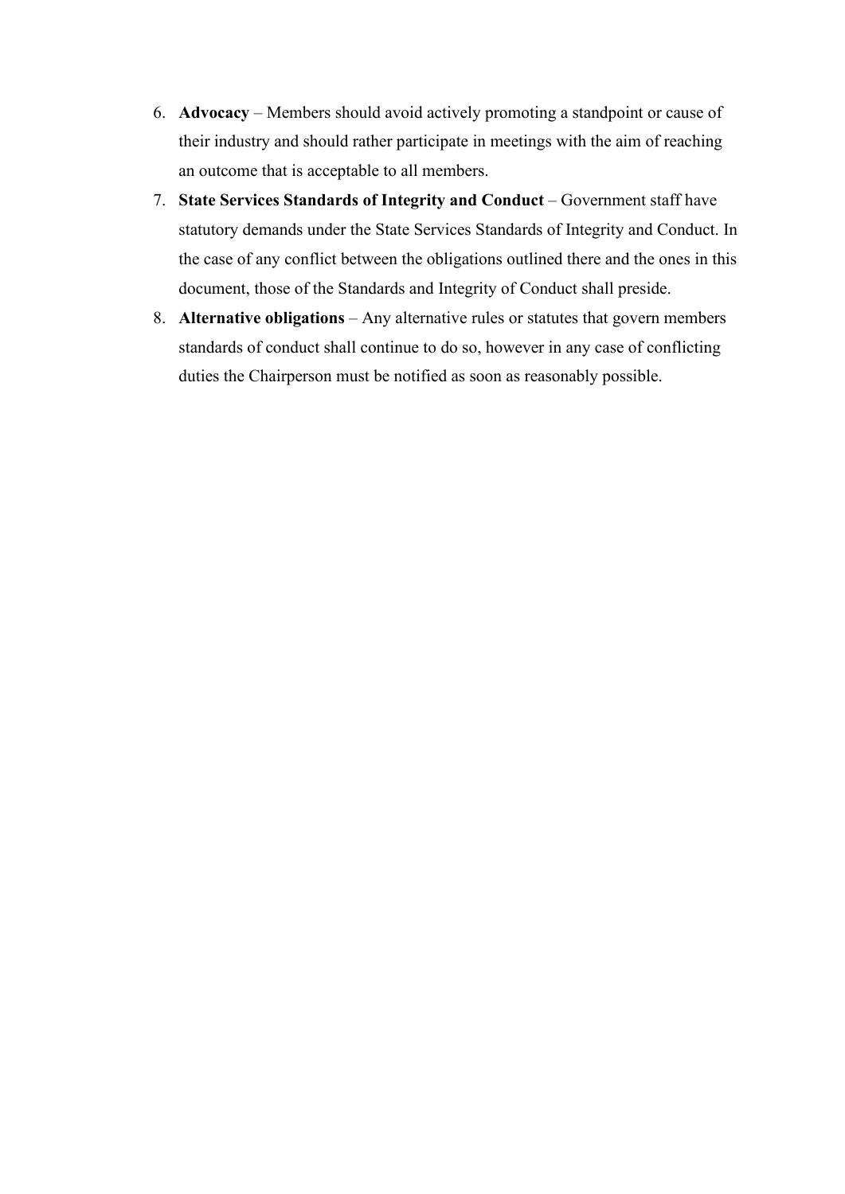6. **Advocacy** – Members should avoid actively promoting a standpoint or cause of their industry and should rather participate in meetings with the aim of reaching an outcome that is acceptable to all members.
7. **State Services Standards of Integrity and Conduct** – Government staff have statutory demands under the State Services Standards of Integrity and Conduct. In the case of any conflict between the obligations outlined there and the ones in this document, those of the Standards and Integrity of Conduct shall preside.
8. **Alternative obligations** – Any alternative rules or statutes that govern members standards of conduct shall continue to do so, however in any case of conflicting duties the Chairperson must be notified as soon as reasonably possible.